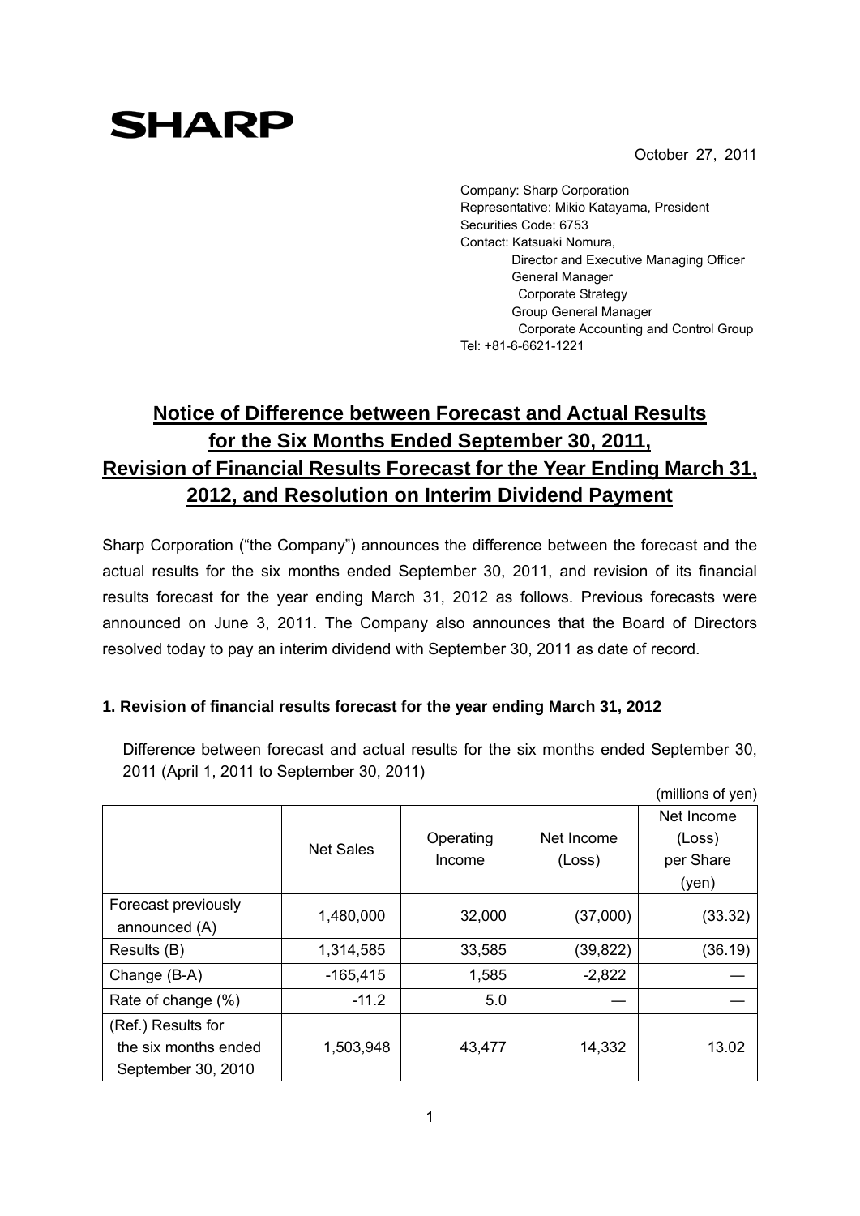SHARP

October 27, 2011

Company: Sharp Corporation
Representative: Mikio Katayama, President
Securities Code: 6753
Contact: Katsuaki Nomura,
Director and Executive Managing Officer
General Manager
Corporate Strategy
Group General Manager
Corporate Accounting and Control Group
Tel: +81-6-6621-1221

# Notice of Difference between Forecast and Actual Results for the Six Months Ended September 30, 2011, Revision of Financial Results Forecast for the Year Ending March 31, 2012, and Resolution on Interim Dividend Payment

Sharp Corporation ("the Company") announces the difference between the forecast and the actual results for the six months ended September 30, 2011, and revision of its financial results forecast for the year ending March 31, 2012 as follows. Previous forecasts were announced on June 3, 2011. The Company also announces that the Board of Directors resolved today to pay an interim dividend with September 30, 2011 as date of record.

### 1. Revision of financial results forecast for the year ending March 31, 2012

Difference between forecast and actual results for the six months ended September 30, 2011 (April 1, 2011 to September 30, 2011)

(millions of yen)

| | Net Sales | Operating Income | Net Income (Loss) | Net Income (Loss) per Share (yen) |
|---|---|---|---|---|
| Forecast previously announced (A) | 1,480,000 | 32,000 | (37,000) | (33.32) |
| Results (B) | 1,314,585 | 33,585 | (39,822) | (36.19) |
| Change (B-A) | -165,415 | 1,585 | -2,822 | — |
| Rate of change (%) | -11.2 | 5.0 | — | — |
| (Ref.) Results for the six months ended September 30, 2010 | 1,503,948 | 43,477 | 14,332 | 13.02 |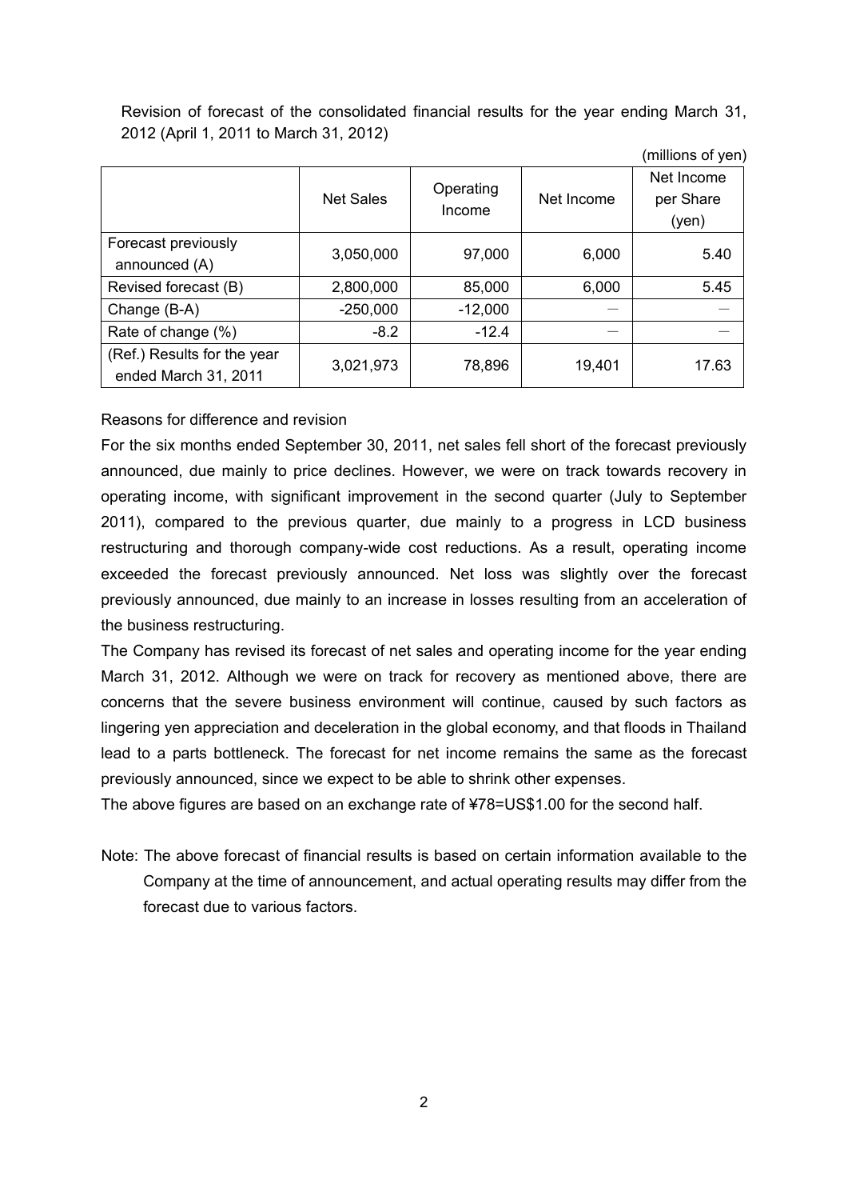Revision of forecast of the consolidated financial results for the year ending March 31, 2012 (April 1, 2011 to March 31, 2012)

(millions of yen)

| | Net Sales | Operating Income | Net Income | Net Income per Share (yen) |
|---|---|---|---|---|
| Forecast previously announced (A) | 3,050,000 | 97,000 | 6,000 | 5.40 |
| Revised forecast (B) | 2,800,000 | 85,000 | 6,000 | 5.45 |
| Change (B-A) | -250,000 | -12,000 | — | — |
| Rate of change (%) | -8.2 | -12.4 | — | — |
| (Ref.) Results for the year ended March 31, 2011 | 3,021,973 | 78,896 | 19,401 | 17.63 |

Reasons for difference and revision

For the six months ended September 30, 2011, net sales fell short of the forecast previously announced, due mainly to price declines. However, we were on track towards recovery in operating income, with significant improvement in the second quarter (July to September 2011), compared to the previous quarter, due mainly to a progress in LCD business restructuring and thorough company-wide cost reductions. As a result, operating income exceeded the forecast previously announced. Net loss was slightly over the forecast previously announced, due mainly to an increase in losses resulting from an acceleration of the business restructuring.

The Company has revised its forecast of net sales and operating income for the year ending March 31, 2012. Although we were on track for recovery as mentioned above, there are concerns that the severe business environment will continue, caused by such factors as lingering yen appreciation and deceleration in the global economy, and that floods in Thailand lead to a parts bottleneck. The forecast for net income remains the same as the forecast previously announced, since we expect to be able to shrink other expenses.

The above figures are based on an exchange rate of ¥78=US$1.00 for the second half.

Note: The above forecast of financial results is based on certain information available to the Company at the time of announcement, and actual operating results may differ from the forecast due to various factors.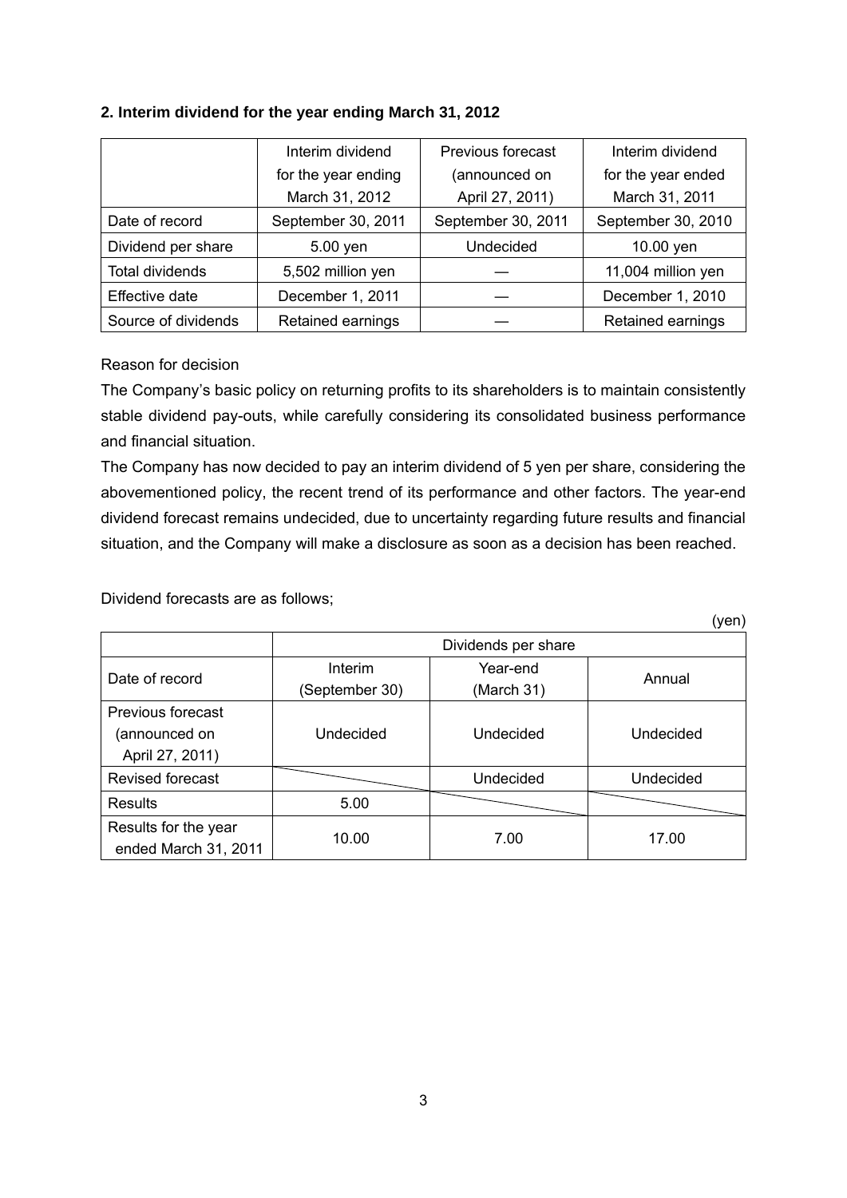## 2. Interim dividend for the year ending March 31, 2012

| | Interim dividend for the year ending March 31, 2012 | Previous forecast (announced on April 27, 2011) | Interim dividend for the year ended March 31, 2011 |
|---|---|---|---|
| Date of record | September 30, 2011 | September 30, 2011 | September 30, 2010 |
| Dividend per share | 5.00 yen | Undecided | 10.00 yen |
| Total dividends | 5,502 million yen | — | 11,004 million yen |
| Effective date | December 1, 2011 | — | December 1, 2010 |
| Source of dividends | Retained earnings | — | Retained earnings |

Reason for decision

The Company's basic policy on returning profits to its shareholders is to maintain consistently stable dividend pay-outs, while carefully considering its consolidated business performance and financial situation.

The Company has now decided to pay an interim dividend of 5 yen per share, considering the abovementioned policy, the recent trend of its performance and other factors. The year-end dividend forecast remains undecided, due to uncertainty regarding future results and financial situation, and the Company will make a disclosure as soon as a decision has been reached.

Dividend forecasts are as follows;

(yen)

| | Dividends per share | | |
|---|---|---|---|
| Date of record | Interim (September 30) | Year-end (March 31) | Annual |
| Previous forecast (announced on April 27, 2011) | Undecided | Undecided | Undecided |
| Revised forecast | | Undecided | Undecided |
| Results | 5.00 | | |
| Results for the year ended March 31, 2011 | 10.00 | 7.00 | 17.00 |